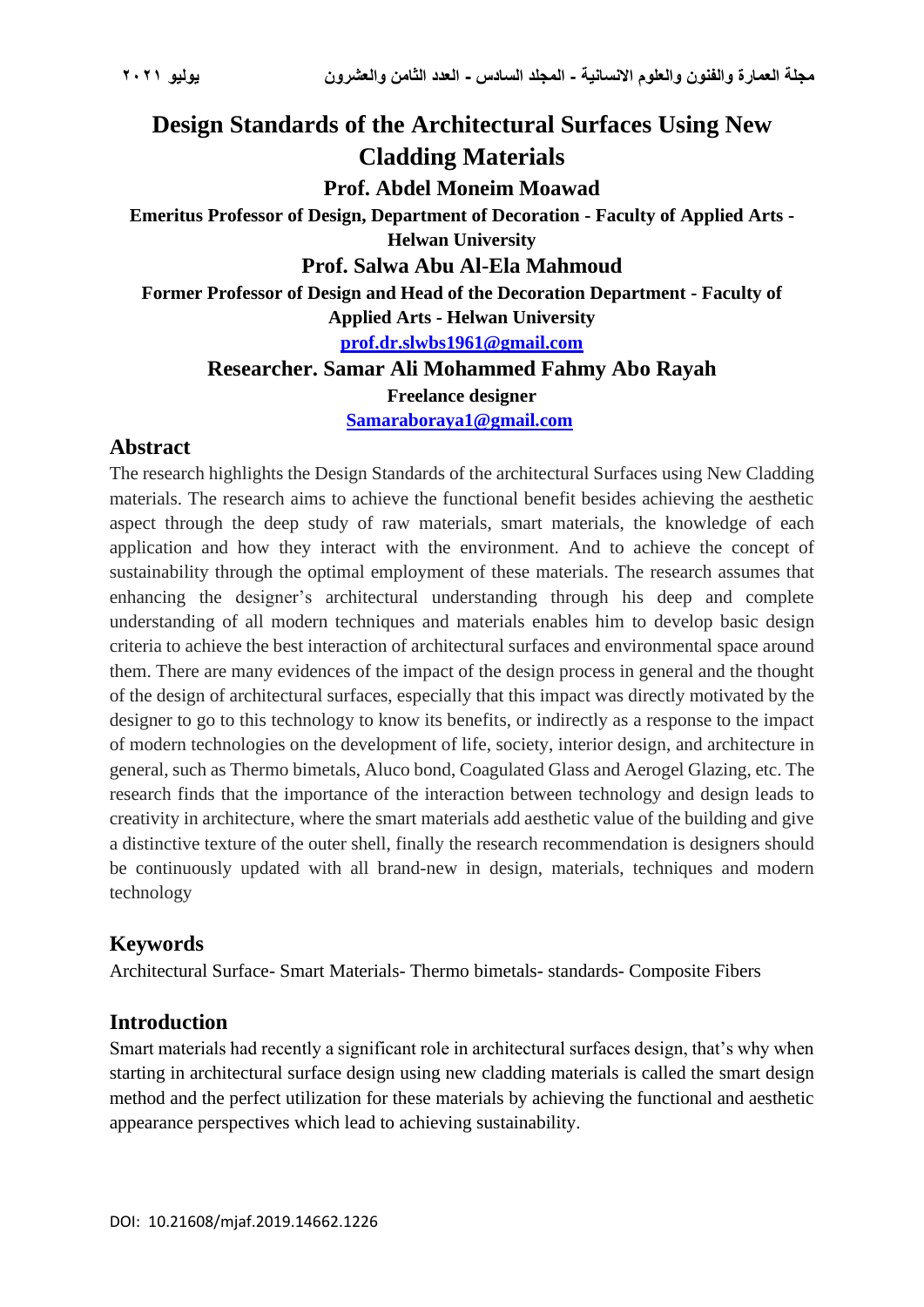# Design Standards of the Architectural Surfaces Using New Cladding Materials

**Prof. Abdel Moneim Moawad**

**Emeritus Professor of Design, Department of Decoration - Faculty of Applied Arts - Helwan University**

**Prof. Salwa Abu Al-Ela Mahmoud**

**Former Professor of Design and Head of the Decoration Department - Faculty of Applied Arts - Helwan University**

**prof.dr.slwbs1961@gmail.com**

**Researcher. Samar Ali Mohammed Fahmy Abo Rayah**

**Freelance designer**

**Samaraboraya1@gmail.com**

## Abstract

The research highlights the Design Standards of the architectural Surfaces using New Cladding materials. The research aims to achieve the functional benefit besides achieving the aesthetic aspect through the deep study of raw materials, smart materials, the knowledge of each application and how they interact with the environment. And to achieve the concept of sustainability through the optimal employment of these materials. The research assumes that enhancing the designer's architectural understanding through his deep and complete understanding of all modern techniques and materials enables him to develop basic design criteria to achieve the best interaction of architectural surfaces and environmental space around them. There are many evidences of the impact of the design process in general and the thought of the design of architectural surfaces, especially that this impact was directly motivated by the designer to go to this technology to know its benefits, or indirectly as a response to the impact of modern technologies on the development of life, society, interior design, and architecture in general, such as Thermo bimetals, Aluco bond, Coagulated Glass and Aerogel Glazing, etc. The research finds that the importance of the interaction between technology and design leads to creativity in architecture, where the smart materials add aesthetic value of the building and give a distinctive texture of the outer shell, finally the research recommendation is designers should be continuously updated with all brand-new in design, materials, techniques and modern technology

## Keywords

Architectural Surface- Smart Materials- Thermo bimetals- standards- Composite Fibers

## Introduction

Smart materials had recently a significant role in architectural surfaces design, that's why when starting in architectural surface design using new cladding materials is called the smart design method and the perfect utilization for these materials by achieving the functional and aesthetic appearance perspectives which lead to achieving sustainability.

DOI: 10.21608/mjaf.2019.14662.1226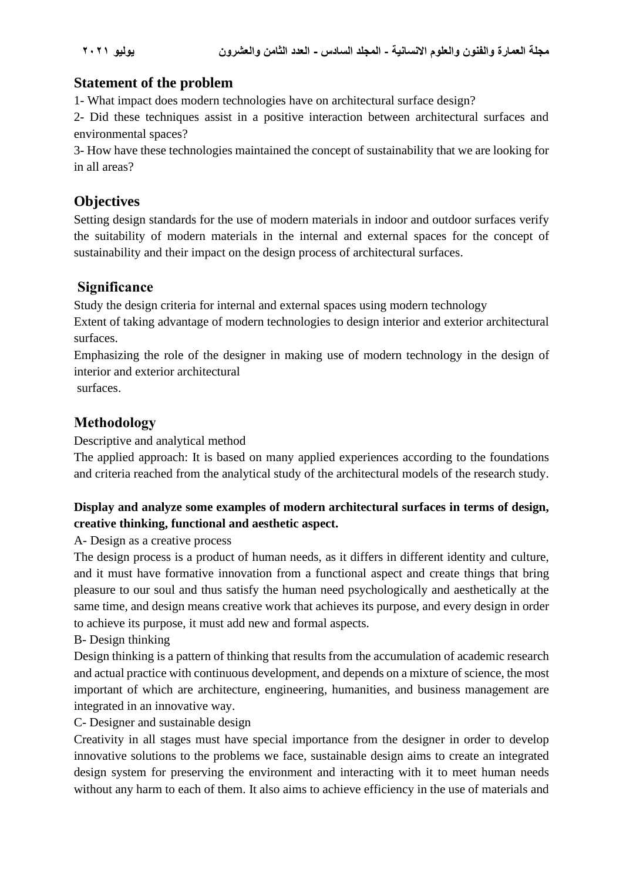## Statement of the problem

1- What impact does modern technologies have on architectural surface design?

2- Did these techniques assist in a positive interaction between architectural surfaces and environmental spaces?

3- How have these technologies maintained the concept of sustainability that we are looking for in all areas?

## Objectives

Setting design standards for the use of modern materials in indoor and outdoor surfaces verify the suitability of modern materials in the internal and external spaces for the concept of sustainability and their impact on the design process of architectural surfaces.

## Significance

Study the design criteria for internal and external spaces using modern technology

Extent of taking advantage of modern technologies to design interior and exterior architectural surfaces.

Emphasizing the role of the designer in making use of modern technology in the design of interior and exterior architectural surfaces.

## Methodology

Descriptive and analytical method

The applied approach: It is based on many applied experiences according to the foundations and criteria reached from the analytical study of the architectural models of the research study.

**Display and analyze some examples of modern architectural surfaces in terms of design, creative thinking, functional and aesthetic aspect.**

A- Design as a creative process

The design process is a product of human needs, as it differs in different identity and culture, and it must have formative innovation from a functional aspect and create things that bring pleasure to our soul and thus satisfy the human need psychologically and aesthetically at the same time, and design means creative work that achieves its purpose, and every design in order to achieve its purpose, it must add new and formal aspects.

B- Design thinking

Design thinking is a pattern of thinking that results from the accumulation of academic research and actual practice with continuous development, and depends on a mixture of science, the most important of which are architecture, engineering, humanities, and business management are integrated in an innovative way.

C- Designer and sustainable design

Creativity in all stages must have special importance from the designer in order to develop innovative solutions to the problems we face, sustainable design aims to create an integrated design system for preserving the environment and interacting with it to meet human needs without any harm to each of them. It also aims to achieve efficiency in the use of materials and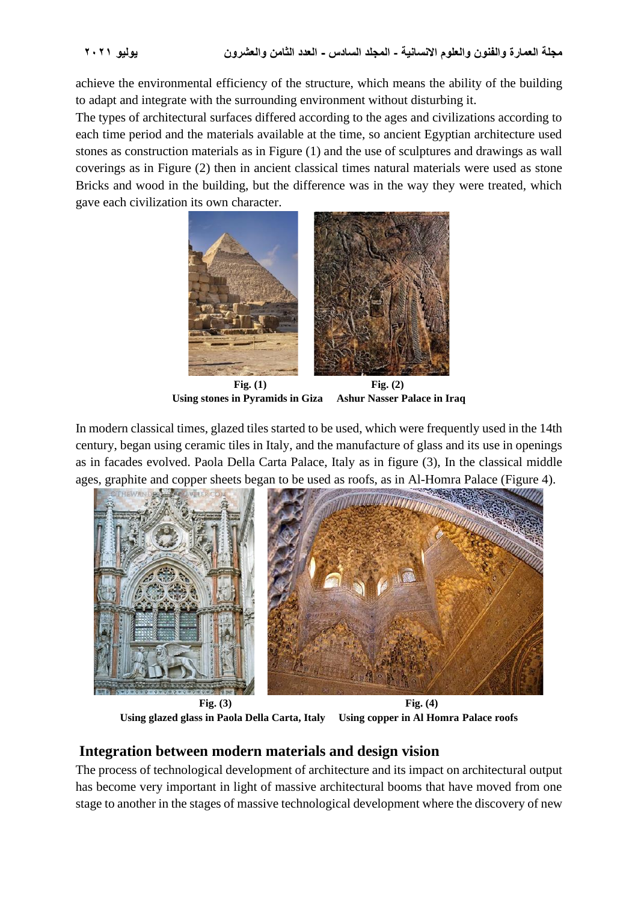achieve the environmental efficiency of the structure, which means the ability of the building to adapt and integrate with the surrounding environment without disturbing it.

The types of architectural surfaces differed according to the ages and civilizations according to each time period and the materials available at the time, so ancient Egyptian architecture used stones as construction materials as in Figure (1) and the use of sculptures and drawings as wall coverings as in Figure (2) then in ancient classical times natural materials were used as stone Bricks and wood in the building, but the difference was in the way they were treated, which gave each civilization its own character.

**Fig. (1)**
**Using stones in Pyramids in Giza**

**Fig. (2)**
**Ashur Nasser Palace in Iraq**

In modern classical times, glazed tiles started to be used, which were frequently used in the 14th century, began using ceramic tiles in Italy, and the manufacture of glass and its use in openings as in facades evolved. Paola Della Carta Palace, Italy as in figure (3), In the classical middle ages, graphite and copper sheets began to be used as roofs, as in Al-Homra Palace (Figure 4).

**Fig. (3)**
**Using glazed glass in Paola Della Carta, Italy**

**Fig. (4)**
**Using copper in Al Homra Palace roofs**

## Integration between modern materials and design vision

The process of technological development of architecture and its impact on architectural output has become very important in light of massive architectural booms that have moved from one stage to another in the stages of massive technological development where the discovery of new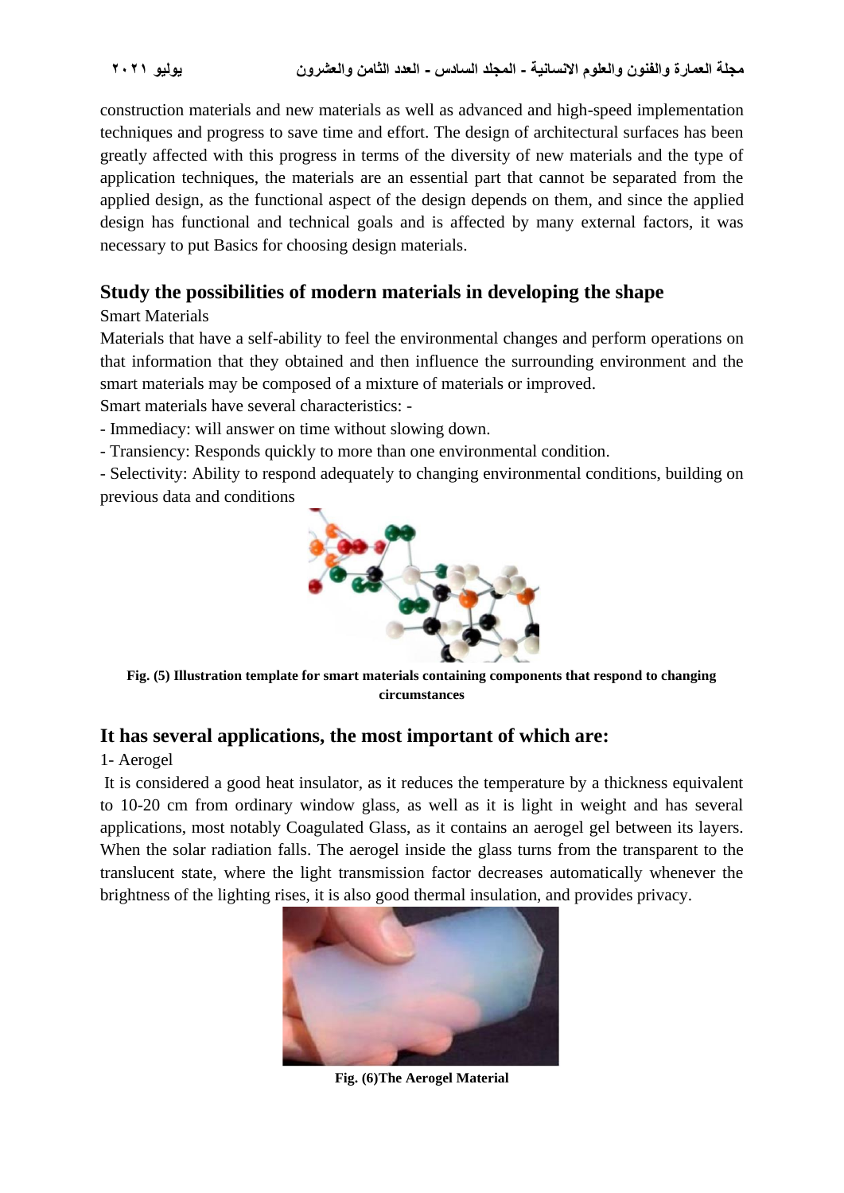construction materials and new materials as well as advanced and high-speed implementation techniques and progress to save time and effort. The design of architectural surfaces has been greatly affected with this progress in terms of the diversity of new materials and the type of application techniques, the materials are an essential part that cannot be separated from the applied design, as the functional aspect of the design depends on them, and since the applied design has functional and technical goals and is affected by many external factors, it was necessary to put Basics for choosing design materials.

## Study the possibilities of modern materials in developing the shape

Smart Materials

Materials that have a self-ability to feel the environmental changes and perform operations on that information that they obtained and then influence the surrounding environment and the smart materials may be composed of a mixture of materials or improved.

Smart materials have several characteristics: -

- Immediacy: will answer on time without slowing down.
- Transiency: Responds quickly to more than one environmental condition.
- Selectivity: Ability to respond adequately to changing environmental conditions, building on previous data and conditions

**Fig. (5) Illustration template for smart materials containing components that respond to changing circumstances**

## It has several applications, the most important of which are:

1- Aerogel

It is considered a good heat insulator, as it reduces the temperature by a thickness equivalent to 10-20 cm from ordinary window glass, as well as it is light in weight and has several applications, most notably Coagulated Glass, as it contains an aerogel gel between its layers. When the solar radiation falls. The aerogel inside the glass turns from the transparent to the translucent state, where the light transmission factor decreases automatically whenever the brightness of the lighting rises, it is also good thermal insulation, and provides privacy.

**Fig. (6)The Aerogel Material**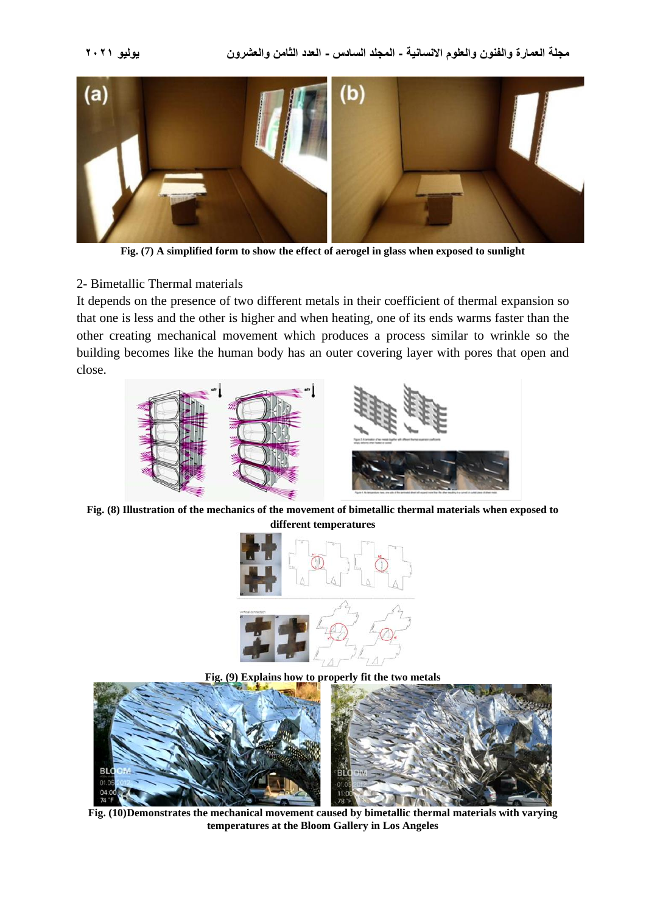Fig. (7) A simplified form to show the effect of aerogel in glass when exposed to sunlight

2- Bimetallic Thermal materials

It depends on the presence of two different metals in their coefficient of thermal expansion so that one is less and the other is higher and when heating, one of its ends warms faster than the other creating mechanical movement which produces a process similar to wrinkle so the building becomes like the human body has an outer covering layer with pores that open and close.

**Fig. (8) Illustration of the mechanics of the movement of bimetallic thermal materials when exposed to different temperatures**

**Fig. (9) Explains how to properly fit the two metals**

**Fig. (10)Demonstrates the mechanical movement caused by bimetallic thermal materials with varying temperatures at the Bloom Gallery in Los Angeles**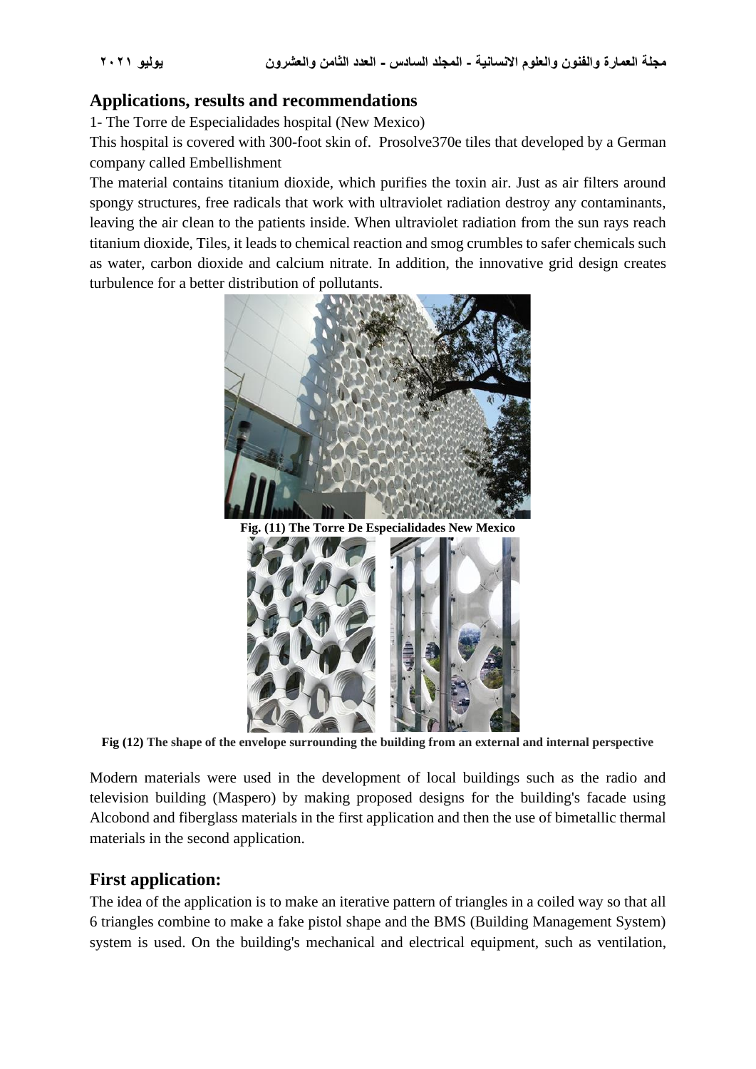## Applications, results and recommendations

1- The Torre de Especialidades hospital (New Mexico)

This hospital is covered with 300-foot skin of. Prosolve370e tiles that developed by a German company called Embellishment

The material contains titanium dioxide, which purifies the toxin air. Just as air filters around spongy structures, free radicals that work with ultraviolet radiation destroy any contaminants, leaving the air clean to the patients inside. When ultraviolet radiation from the sun rays reach titanium dioxide, Tiles, it leads to chemical reaction and smog crumbles to safer chemicals such as water, carbon dioxide and calcium nitrate. In addition, the innovative grid design creates turbulence for a better distribution of pollutants.

**Fig. (11) The Torre De Especialidades New Mexico**

**Fig (12) The shape of the envelope surrounding the building from an external and internal perspective**

Modern materials were used in the development of local buildings such as the radio and television building (Maspero) by making proposed designs for the building's facade using Alcobond and fiberglass materials in the first application and then the use of bimetallic thermal materials in the second application.

## First application:

The idea of the application is to make an iterative pattern of triangles in a coiled way so that all 6 triangles combine to make a fake pistol shape and the BMS (Building Management System) system is used. On the building's mechanical and electrical equipment, such as ventilation,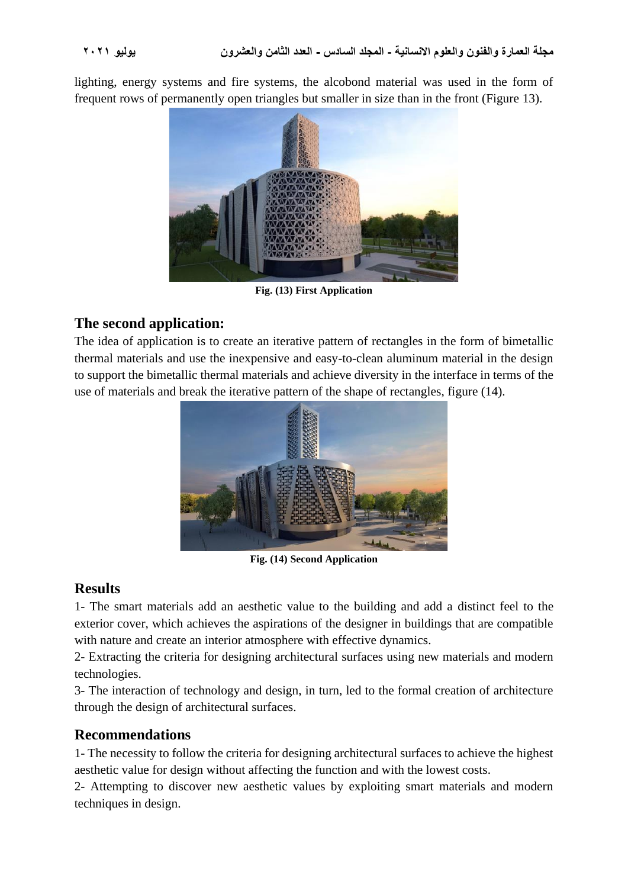lighting, energy systems and fire systems, the alcobond material was used in the form of frequent rows of permanently open triangles but smaller in size than in the front (Figure 13).

**Fig. (13) First Application**

## The second application:

The idea of application is to create an iterative pattern of rectangles in the form of bimetallic thermal materials and use the inexpensive and easy-to-clean aluminum material in the design to support the bimetallic thermal materials and achieve diversity in the interface in terms of the use of materials and break the iterative pattern of the shape of rectangles, figure (14).

**Fig. (14) Second Application**

## Results

1- The smart materials add an aesthetic value to the building and add a distinct feel to the exterior cover, which achieves the aspirations of the designer in buildings that are compatible with nature and create an interior atmosphere with effective dynamics.

2- Extracting the criteria for designing architectural surfaces using new materials and modern technologies.

3- The interaction of technology and design, in turn, led to the formal creation of architecture through the design of architectural surfaces.

## Recommendations

1- The necessity to follow the criteria for designing architectural surfaces to achieve the highest aesthetic value for design without affecting the function and with the lowest costs.

2- Attempting to discover new aesthetic values by exploiting smart materials and modern techniques in design.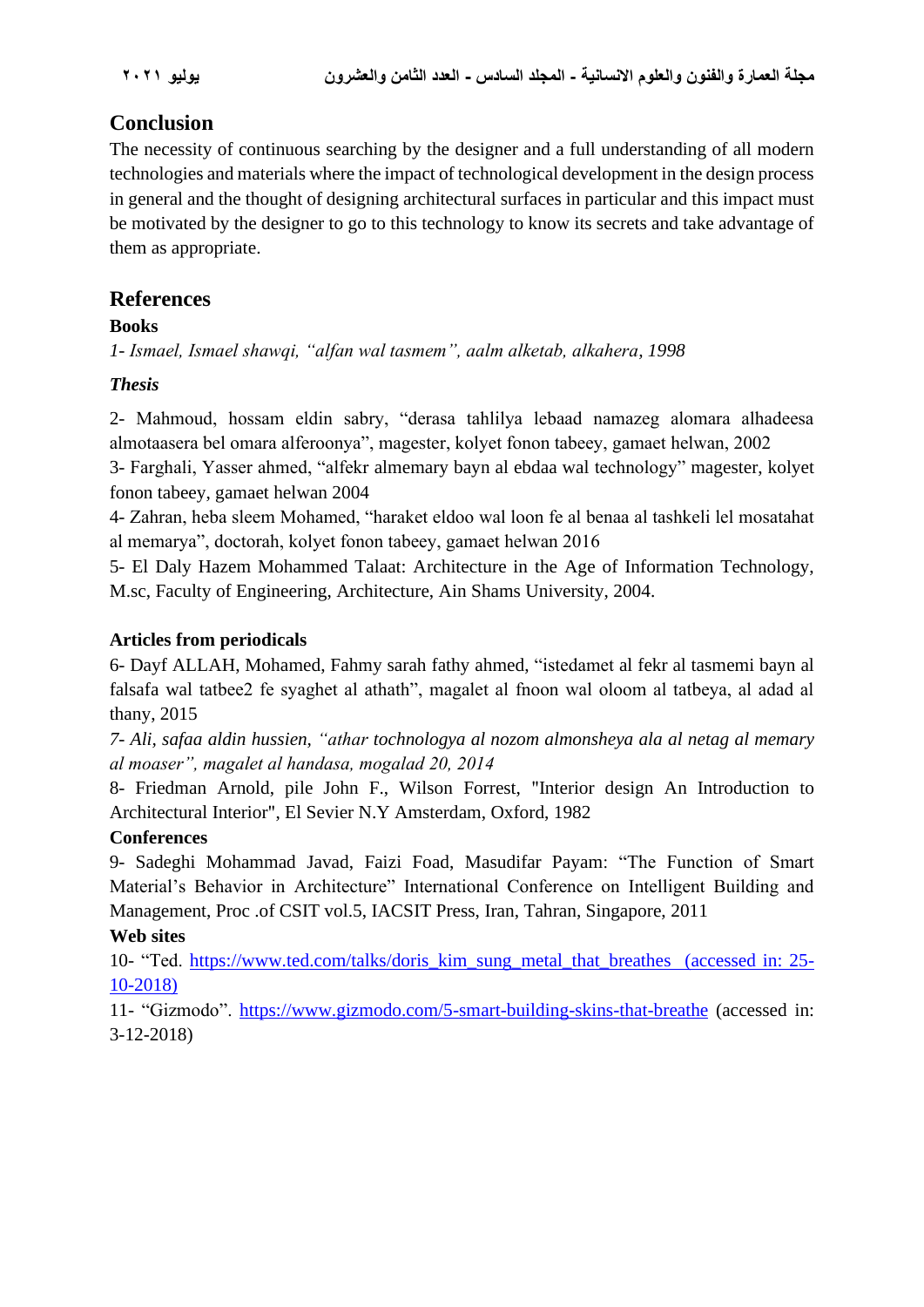## Conclusion

The necessity of continuous searching by the designer and a full understanding of all modern technologies and materials where the impact of technological development in the design process in general and the thought of designing architectural surfaces in particular and this impact must be motivated by the designer to go to this technology to know its secrets and take advantage of them as appropriate.

## References

**Books**

*1- Ismael, Ismael shawqi, "alfan wal tasmem", aalm alketab, alkahera, 1998*

***Thesis***

2- Mahmoud, hossam eldin sabry, "derasa tahlilya lebaad namazeg alomara alhadeesa almotaasera bel omara alferoonya", magester, kolyet fonon tabeey, gamaet helwan, 2002

3- Farghali, Yasser ahmed, "alfekr almemary bayn al ebdaa wal technology" magester, kolyet fonon tabeey, gamaet helwan 2004

4- Zahran, heba sleem Mohamed, "haraket eldoo wal loon fe al benaa al tashkeli lel mosatahat al memarya", doctorah, kolyet fonon tabeey, gamaet helwan 2016

5- El Daly Hazem Mohammed Talaat: Architecture in the Age of Information Technology, M.sc, Faculty of Engineering, Architecture, Ain Shams University, 2004.

**Articles from periodicals**

6- Dayf ALLAH, Mohamed, Fahmy sarah fathy ahmed, "istedamet al fekr al tasmemi bayn al falsafa wal tatbee2 fe syaghet al athath", magalet al fnoon wal oloom al tatbeya, al adad al thany, 2015

*7- Ali, safaa aldin hussien, "athar tochnologya al nozom almonsheya ala al netag al memary al moaser", magalet al handasa, mogalad 20, 2014*

8- Friedman Arnold, pile John F., Wilson Forrest, "Interior design An Introduction to Architectural Interior", El Sevier N.Y Amsterdam, Oxford, 1982

**Conferences**

9- Sadeghi Mohammad Javad, Faizi Foad, Masudifar Payam: "The Function of Smart Material's Behavior in Architecture" International Conference on Intelligent Building and Management, Proc .of CSIT vol.5, IACSIT Press, Iran, Tahran, Singapore, 2011

**Web sites**

10- "Ted. https://www.ted.com/talks/doris_kim_sung_metal_that_breathes (accessed in: 25-10-2018)

11- "Gizmodo". https://www.gizmodo.com/5-smart-building-skins-that-breathe (accessed in: 3-12-2018)